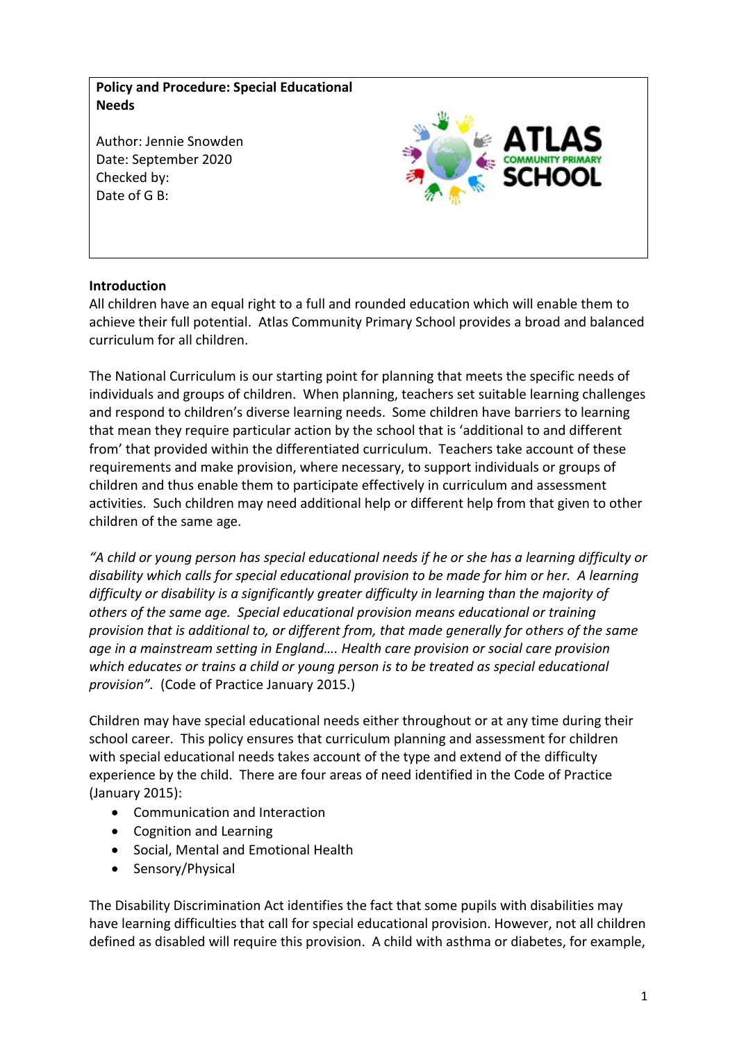**Policy and Procedure: Special Educational Needs**

Author: Jennie Snowden
Date: September 2020
Checked by:
Date of G B:

## Introduction

All children have an equal right to a full and rounded education which will enable them to achieve their full potential. Atlas Community Primary School provides a broad and balanced curriculum for all children.

The National Curriculum is our starting point for planning that meets the specific needs of individuals and groups of children. When planning, teachers set suitable learning challenges and respond to children's diverse learning needs. Some children have barriers to learning that mean they require particular action by the school that is 'additional to and different from' that provided within the differentiated curriculum. Teachers take account of these requirements and make provision, where necessary, to support individuals or groups of children and thus enable them to participate effectively in curriculum and assessment activities. Such children may need additional help or different help from that given to other children of the same age.

*"A child or young person has special educational needs if he or she has a learning difficulty or disability which calls for special educational provision to be made for him or her. A learning difficulty or disability is a significantly greater difficulty in learning than the majority of others of the same age. Special educational provision means educational or training provision that is additional to, or different from, that made generally for others of the same age in a mainstream setting in England…. Health care provision or social care provision which educates or trains a child or young person is to be treated as special educational provision".* (Code of Practice January 2015.)

Children may have special educational needs either throughout or at any time during their school career. This policy ensures that curriculum planning and assessment for children with special educational needs takes account of the type and extend of the difficulty experience by the child. There are four areas of need identified in the Code of Practice (January 2015):

- Communication and Interaction
- Cognition and Learning
- Social, Mental and Emotional Health
- Sensory/Physical

The Disability Discrimination Act identifies the fact that some pupils with disabilities may have learning difficulties that call for special educational provision. However, not all children defined as disabled will require this provision. A child with asthma or diabetes, for example,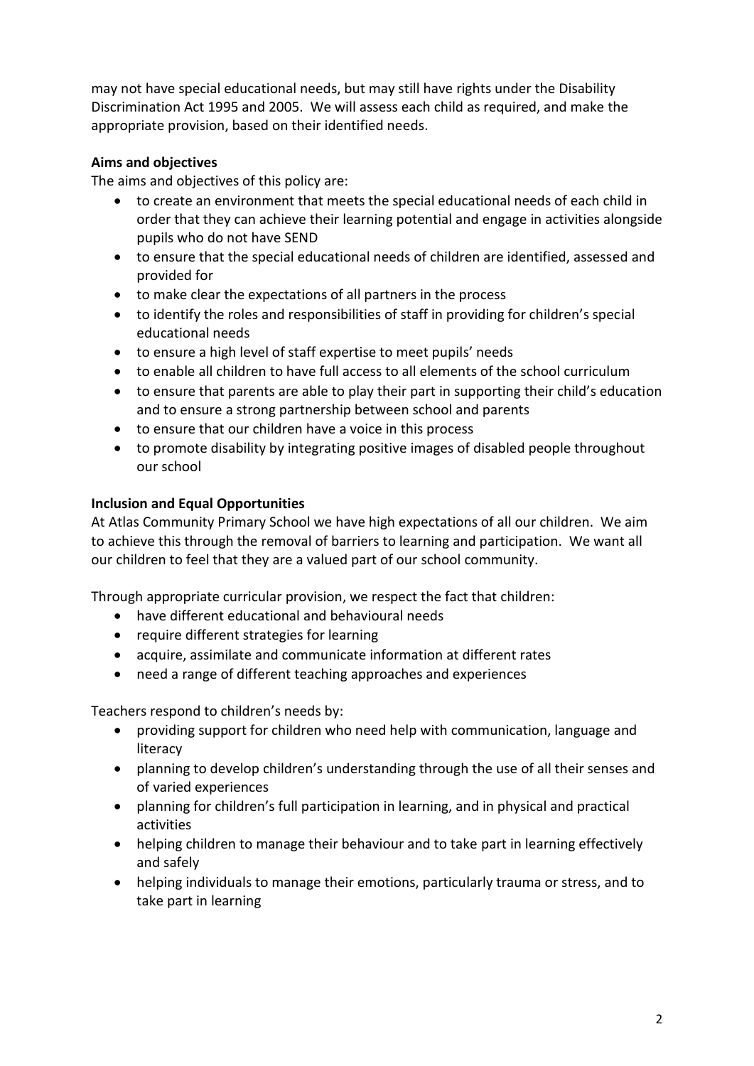may not have special educational needs, but may still have rights under the Disability Discrimination Act 1995 and 2005. We will assess each child as required, and make the appropriate provision, based on their identified needs.

**Aims and objectives**

The aims and objectives of this policy are:

- to create an environment that meets the special educational needs of each child in order that they can achieve their learning potential and engage in activities alongside pupils who do not have SEND
- to ensure that the special educational needs of children are identified, assessed and provided for
- to make clear the expectations of all partners in the process
- to identify the roles and responsibilities of staff in providing for children's special educational needs
- to ensure a high level of staff expertise to meet pupils' needs
- to enable all children to have full access to all elements of the school curriculum
- to ensure that parents are able to play their part in supporting their child's education and to ensure a strong partnership between school and parents
- to ensure that our children have a voice in this process
- to promote disability by integrating positive images of disabled people throughout our school

**Inclusion and Equal Opportunities**

At Atlas Community Primary School we have high expectations of all our children. We aim to achieve this through the removal of barriers to learning and participation. We want all our children to feel that they are a valued part of our school community.

Through appropriate curricular provision, we respect the fact that children:

- have different educational and behavioural needs
- require different strategies for learning
- acquire, assimilate and communicate information at different rates
- need a range of different teaching approaches and experiences

Teachers respond to children's needs by:

- providing support for children who need help with communication, language and literacy
- planning to develop children's understanding through the use of all their senses and of varied experiences
- planning for children's full participation in learning, and in physical and practical activities
- helping children to manage their behaviour and to take part in learning effectively and safely
- helping individuals to manage their emotions, particularly trauma or stress, and to take part in learning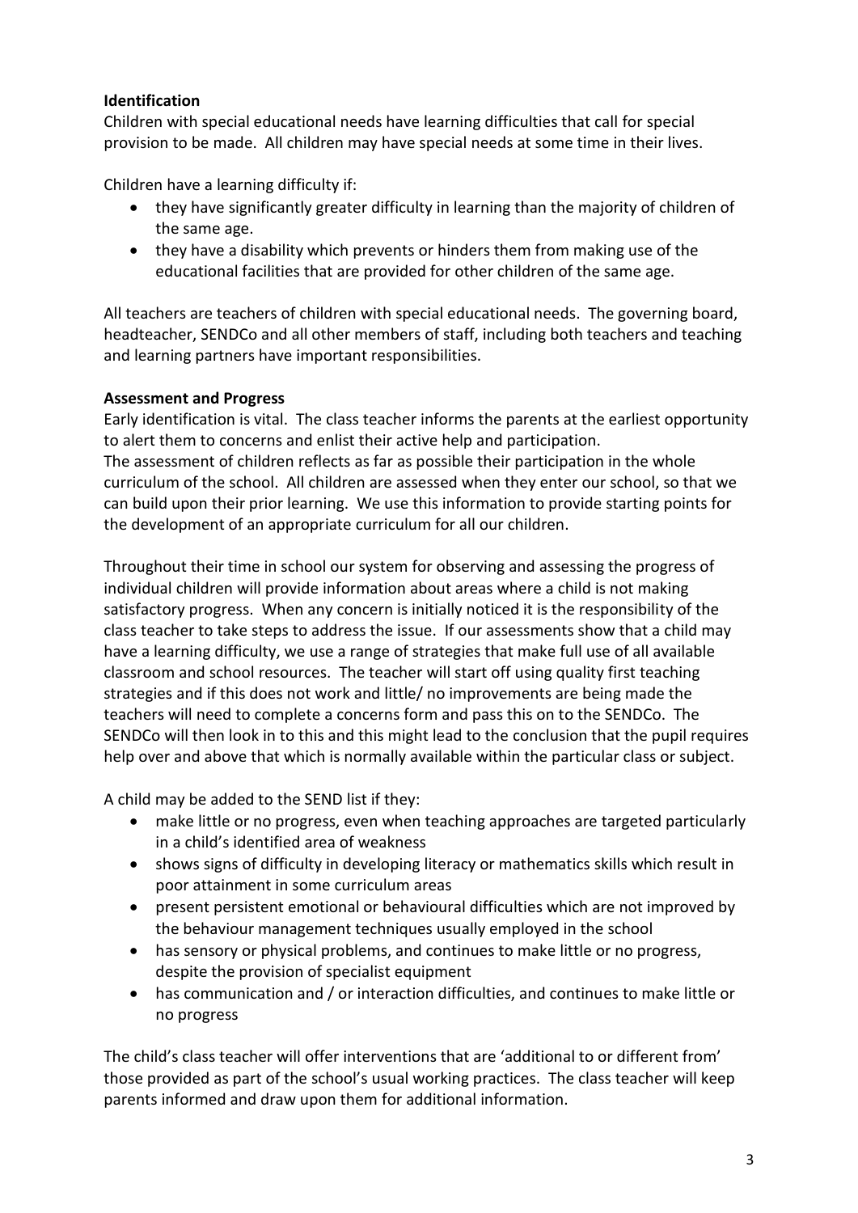**Identification**

Children with special educational needs have learning difficulties that call for special provision to be made. All children may have special needs at some time in their lives.

Children have a learning difficulty if:

- they have significantly greater difficulty in learning than the majority of children of the same age.
- they have a disability which prevents or hinders them from making use of the educational facilities that are provided for other children of the same age.

All teachers are teachers of children with special educational needs. The governing board, headteacher, SENDCo and all other members of staff, including both teachers and teaching and learning partners have important responsibilities.

**Assessment and Progress**

Early identification is vital. The class teacher informs the parents at the earliest opportunity to alert them to concerns and enlist their active help and participation.
The assessment of children reflects as far as possible their participation in the whole curriculum of the school. All children are assessed when they enter our school, so that we can build upon their prior learning. We use this information to provide starting points for the development of an appropriate curriculum for all our children.

Throughout their time in school our system for observing and assessing the progress of individual children will provide information about areas where a child is not making satisfactory progress. When any concern is initially noticed it is the responsibility of the class teacher to take steps to address the issue. If our assessments show that a child may have a learning difficulty, we use a range of strategies that make full use of all available classroom and school resources. The teacher will start off using quality first teaching strategies and if this does not work and little/ no improvements are being made the teachers will need to complete a concerns form and pass this on to the SENDCo. The SENDCo will then look in to this and this might lead to the conclusion that the pupil requires help over and above that which is normally available within the particular class or subject.

A child may be added to the SEND list if they:

- make little or no progress, even when teaching approaches are targeted particularly in a child's identified area of weakness
- shows signs of difficulty in developing literacy or mathematics skills which result in poor attainment in some curriculum areas
- present persistent emotional or behavioural difficulties which are not improved by the behaviour management techniques usually employed in the school
- has sensory or physical problems, and continues to make little or no progress, despite the provision of specialist equipment
- has communication and / or interaction difficulties, and continues to make little or no progress

The child's class teacher will offer interventions that are 'additional to or different from' those provided as part of the school's usual working practices. The class teacher will keep parents informed and draw upon them for additional information.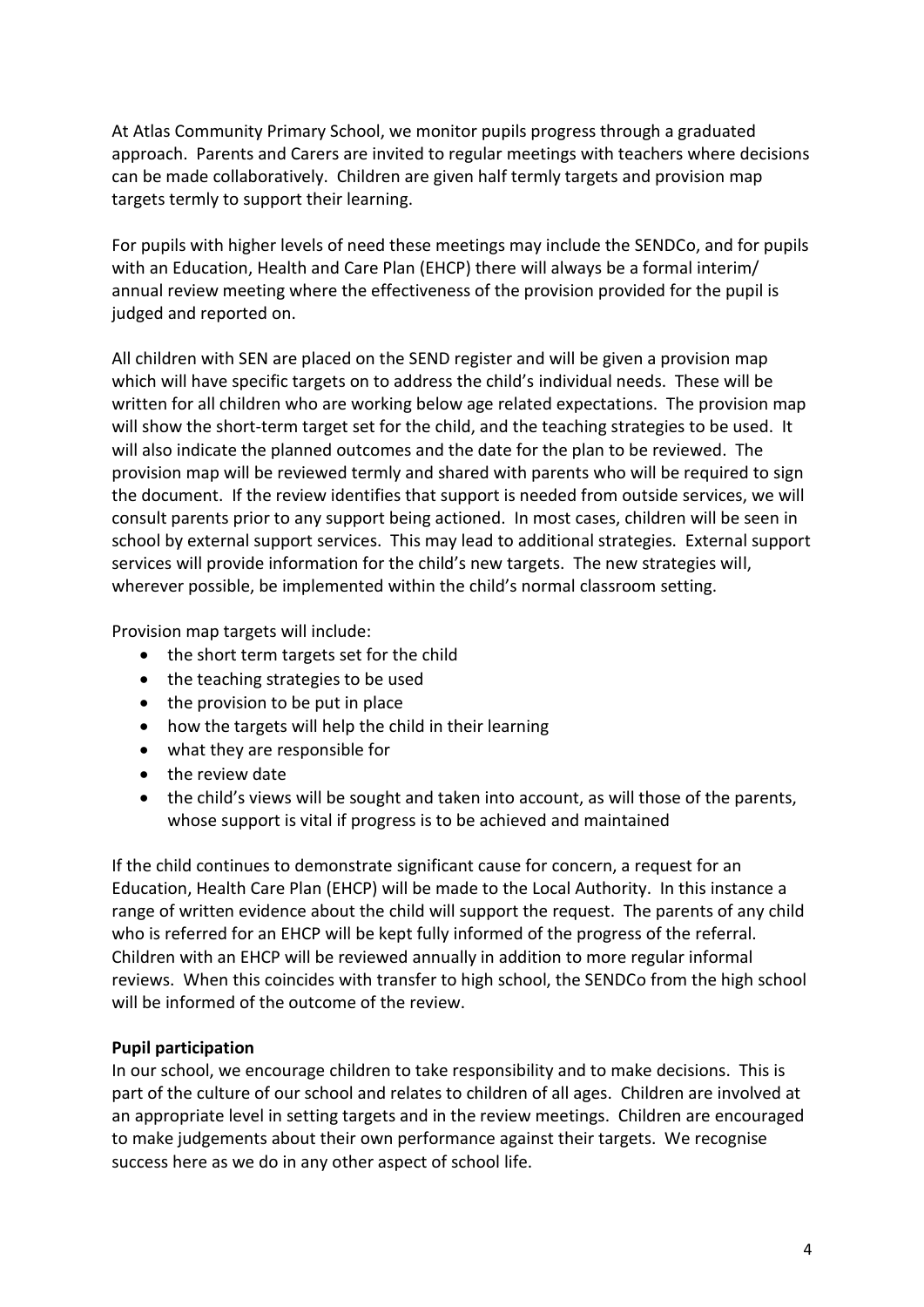At Atlas Community Primary School, we monitor pupils progress through a graduated approach. Parents and Carers are invited to regular meetings with teachers where decisions can be made collaboratively. Children are given half termly targets and provision map targets termly to support their learning.

For pupils with higher levels of need these meetings may include the SENDCo, and for pupils with an Education, Health and Care Plan (EHCP) there will always be a formal interim/ annual review meeting where the effectiveness of the provision provided for the pupil is judged and reported on.

All children with SEN are placed on the SEND register and will be given a provision map which will have specific targets on to address the child's individual needs. These will be written for all children who are working below age related expectations. The provision map will show the short-term target set for the child, and the teaching strategies to be used. It will also indicate the planned outcomes and the date for the plan to be reviewed. The provision map will be reviewed termly and shared with parents who will be required to sign the document. If the review identifies that support is needed from outside services, we will consult parents prior to any support being actioned. In most cases, children will be seen in school by external support services. This may lead to additional strategies. External support services will provide information for the child's new targets. The new strategies will, wherever possible, be implemented within the child's normal classroom setting.

Provision map targets will include:

- the short term targets set for the child
- the teaching strategies to be used
- the provision to be put in place
- how the targets will help the child in their learning
- what they are responsible for
- the review date
- the child's views will be sought and taken into account, as will those of the parents, whose support is vital if progress is to be achieved and maintained

If the child continues to demonstrate significant cause for concern, a request for an Education, Health Care Plan (EHCP) will be made to the Local Authority. In this instance a range of written evidence about the child will support the request. The parents of any child who is referred for an EHCP will be kept fully informed of the progress of the referral. Children with an EHCP will be reviewed annually in addition to more regular informal reviews. When this coincides with transfer to high school, the SENDCo from the high school will be informed of the outcome of the review.

**Pupil participation**

In our school, we encourage children to take responsibility and to make decisions. This is part of the culture of our school and relates to children of all ages. Children are involved at an appropriate level in setting targets and in the review meetings. Children are encouraged to make judgements about their own performance against their targets. We recognise success here as we do in any other aspect of school life.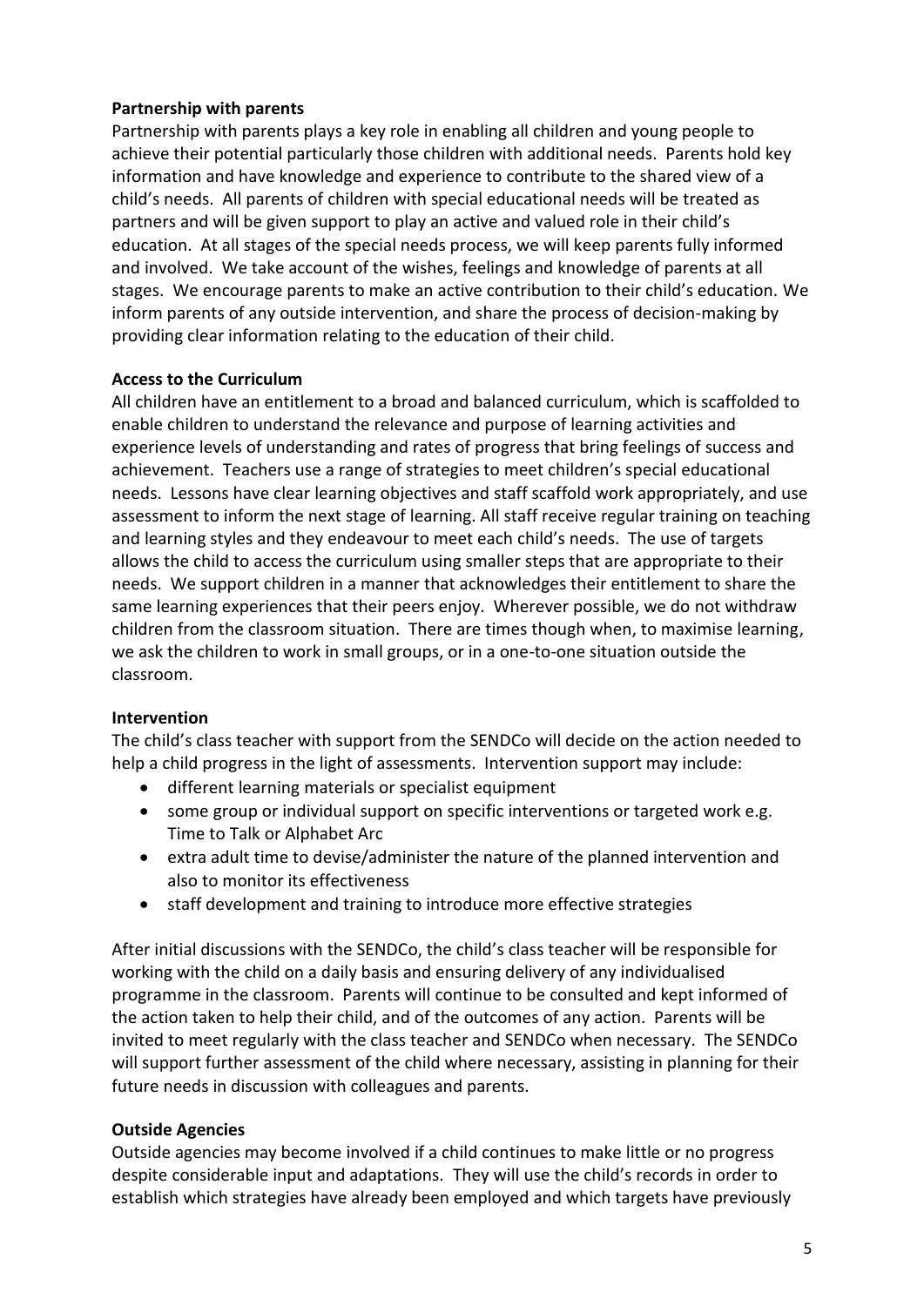**Partnership with parents**

Partnership with parents plays a key role in enabling all children and young people to achieve their potential particularly those children with additional needs. Parents hold key information and have knowledge and experience to contribute to the shared view of a child's needs. All parents of children with special educational needs will be treated as partners and will be given support to play an active and valued role in their child's education. At all stages of the special needs process, we will keep parents fully informed and involved. We take account of the wishes, feelings and knowledge of parents at all stages. We encourage parents to make an active contribution to their child's education. We inform parents of any outside intervention, and share the process of decision-making by providing clear information relating to the education of their child.

**Access to the Curriculum**

All children have an entitlement to a broad and balanced curriculum, which is scaffolded to enable children to understand the relevance and purpose of learning activities and experience levels of understanding and rates of progress that bring feelings of success and achievement. Teachers use a range of strategies to meet children's special educational needs. Lessons have clear learning objectives and staff scaffold work appropriately, and use assessment to inform the next stage of learning. All staff receive regular training on teaching and learning styles and they endeavour to meet each child's needs. The use of targets allows the child to access the curriculum using smaller steps that are appropriate to their needs. We support children in a manner that acknowledges their entitlement to share the same learning experiences that their peers enjoy. Wherever possible, we do not withdraw children from the classroom situation. There are times though when, to maximise learning, we ask the children to work in small groups, or in a one-to-one situation outside the classroom.

**Intervention**

The child's class teacher with support from the SENDCo will decide on the action needed to help a child progress in the light of assessments. Intervention support may include:

- different learning materials or specialist equipment
- some group or individual support on specific interventions or targeted work e.g. Time to Talk or Alphabet Arc
- extra adult time to devise/administer the nature of the planned intervention and also to monitor its effectiveness
- staff development and training to introduce more effective strategies

After initial discussions with the SENDCo, the child's class teacher will be responsible for working with the child on a daily basis and ensuring delivery of any individualised programme in the classroom. Parents will continue to be consulted and kept informed of the action taken to help their child, and of the outcomes of any action. Parents will be invited to meet regularly with the class teacher and SENDCo when necessary. The SENDCo will support further assessment of the child where necessary, assisting in planning for their future needs in discussion with colleagues and parents.

**Outside Agencies**

Outside agencies may become involved if a child continues to make little or no progress despite considerable input and adaptations. They will use the child's records in order to establish which strategies have already been employed and which targets have previously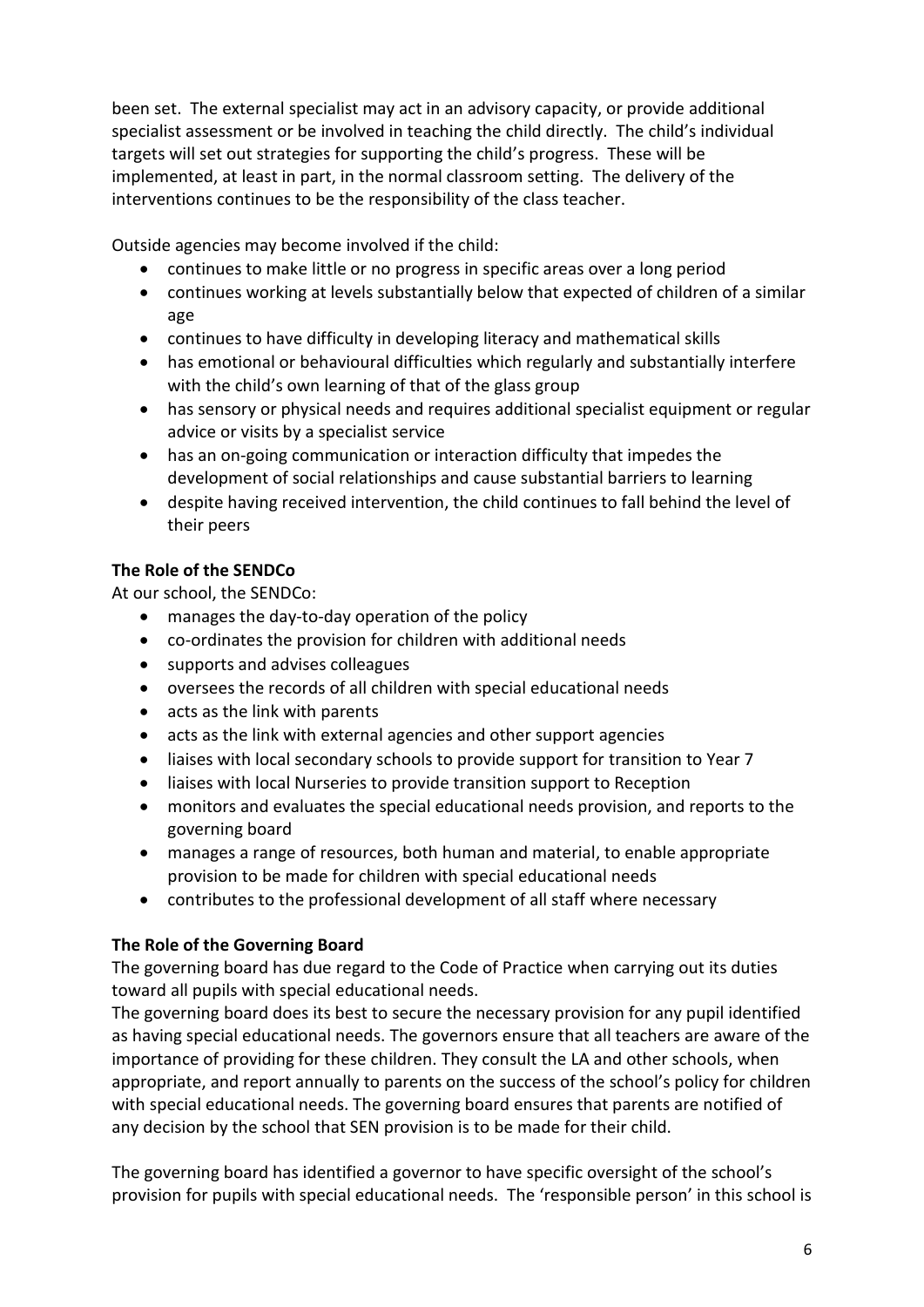been set. The external specialist may act in an advisory capacity, or provide additional specialist assessment or be involved in teaching the child directly. The child's individual targets will set out strategies for supporting the child's progress. These will be implemented, at least in part, in the normal classroom setting. The delivery of the interventions continues to be the responsibility of the class teacher.

Outside agencies may become involved if the child:

- continues to make little or no progress in specific areas over a long period
- continues working at levels substantially below that expected of children of a similar age
- continues to have difficulty in developing literacy and mathematical skills
- has emotional or behavioural difficulties which regularly and substantially interfere with the child's own learning of that of the glass group
- has sensory or physical needs and requires additional specialist equipment or regular advice or visits by a specialist service
- has an on-going communication or interaction difficulty that impedes the development of social relationships and cause substantial barriers to learning
- despite having received intervention, the child continues to fall behind the level of their peers

**The Role of the SENDCo**

At our school, the SENDCo:

- manages the day-to-day operation of the policy
- co-ordinates the provision for children with additional needs
- supports and advises colleagues
- oversees the records of all children with special educational needs
- acts as the link with parents
- acts as the link with external agencies and other support agencies
- liaises with local secondary schools to provide support for transition to Year 7
- liaises with local Nurseries to provide transition support to Reception
- monitors and evaluates the special educational needs provision, and reports to the governing board
- manages a range of resources, both human and material, to enable appropriate provision to be made for children with special educational needs
- contributes to the professional development of all staff where necessary

**The Role of the Governing Board**

The governing board has due regard to the Code of Practice when carrying out its duties toward all pupils with special educational needs.

The governing board does its best to secure the necessary provision for any pupil identified as having special educational needs. The governors ensure that all teachers are aware of the importance of providing for these children. They consult the LA and other schools, when appropriate, and report annually to parents on the success of the school's policy for children with special educational needs. The governing board ensures that parents are notified of any decision by the school that SEN provision is to be made for their child.

The governing board has identified a governor to have specific oversight of the school's provision for pupils with special educational needs. The 'responsible person' in this school is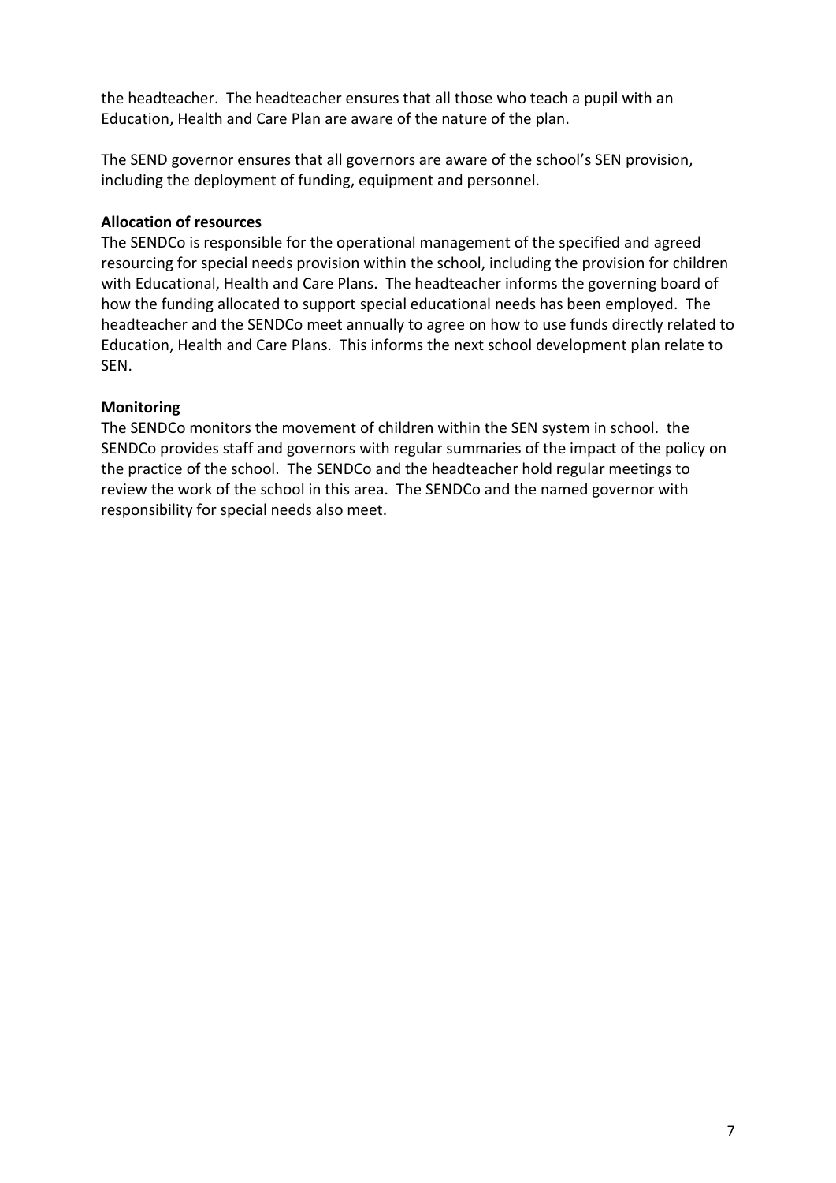the headteacher. The headteacher ensures that all those who teach a pupil with an Education, Health and Care Plan are aware of the nature of the plan.

The SEND governor ensures that all governors are aware of the school's SEN provision, including the deployment of funding, equipment and personnel.

**Allocation of resources**

The SENDCo is responsible for the operational management of the specified and agreed resourcing for special needs provision within the school, including the provision for children with Educational, Health and Care Plans. The headteacher informs the governing board of how the funding allocated to support special educational needs has been employed. The headteacher and the SENDCo meet annually to agree on how to use funds directly related to Education, Health and Care Plans. This informs the next school development plan relate to SEN.

**Monitoring**

The SENDCo monitors the movement of children within the SEN system in school. the SENDCo provides staff and governors with regular summaries of the impact of the policy on the practice of the school. The SENDCo and the headteacher hold regular meetings to review the work of the school in this area. The SENDCo and the named governor with responsibility for special needs also meet.